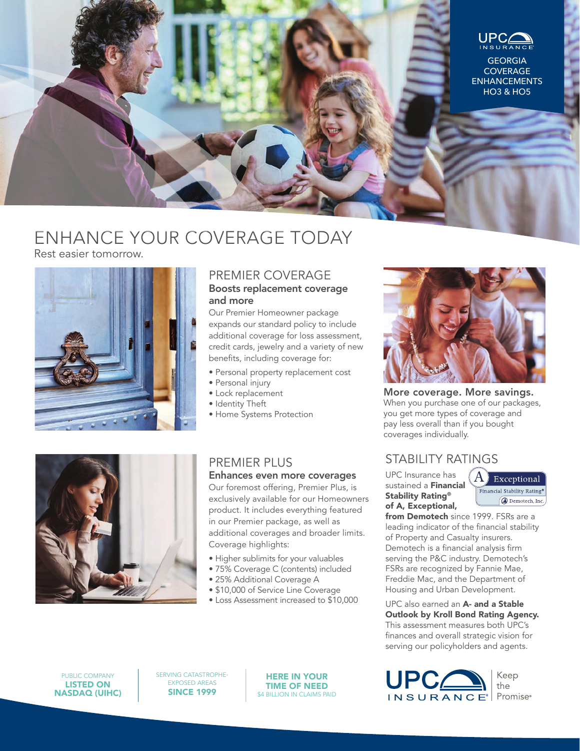UPC INSURANCE

GEORGIA COVERAGE ENHANCEMENTS HO3 & HO5

# ENHANCE YOUR COVERAGE TODAY

Rest easier tomorrow.

## PREMIER COVERAGE

### Boosts replacement coverage and more

Our Premier Homeowner package expands our standard policy to include additional coverage for loss assessment, credit cards, jewelry and a variety of new benefits, including coverage for:

- Personal property replacement cost
- Personal injury
- Lock replacement
- Identity Theft
- Home Systems Protection

**More coverage. More savings.**

When you purchase one of our packages, you get more types of coverage and pay less overall than if you bought coverages individually.

## PREMIER PLUS

### Enhances even more coverages

Our foremost offering, Premier Plus, is exclusively available for our Homeowners product. It includes everything featured in our Premier package, as well as additional coverages and broader limits. Coverage highlights:

- Higher sublimits for your valuables
- 75% Coverage C (contents) included
- 25% Additional Coverage A
- $10,000 of Service Line Coverage
- Loss Assessment increased to $10,000

## STABILITY RATINGS

A Exceptional — Financial Stability Rating® — Demotech, Inc.

UPC Insurance has sustained a **Financial Stability Rating® of A, Exceptional, from Demotech** since 1999. FSRs are a leading indicator of the financial stability of Property and Casualty insurers. Demotech is a financial analysis firm serving the P&C industry. Demotech's FSRs are recognized by Fannie Mae, Freddie Mac, and the Department of Housing and Urban Development.

UPC also earned an **A- and a Stable Outlook by Kroll Bond Rating Agency.** This assessment measures both UPC's finances and overall strategic vision for serving our policyholders and agents.

PUBLIC COMPANY **LISTED ON NASDAQ (UIHC)**

SERVING CATASTROPHE-EXPOSED AREAS **SINCE 1999**

**HERE IN YOUR TIME OF NEED** $4 BILLION IN CLAIMS PAID

UPC INSURANCE® Keep the Promise®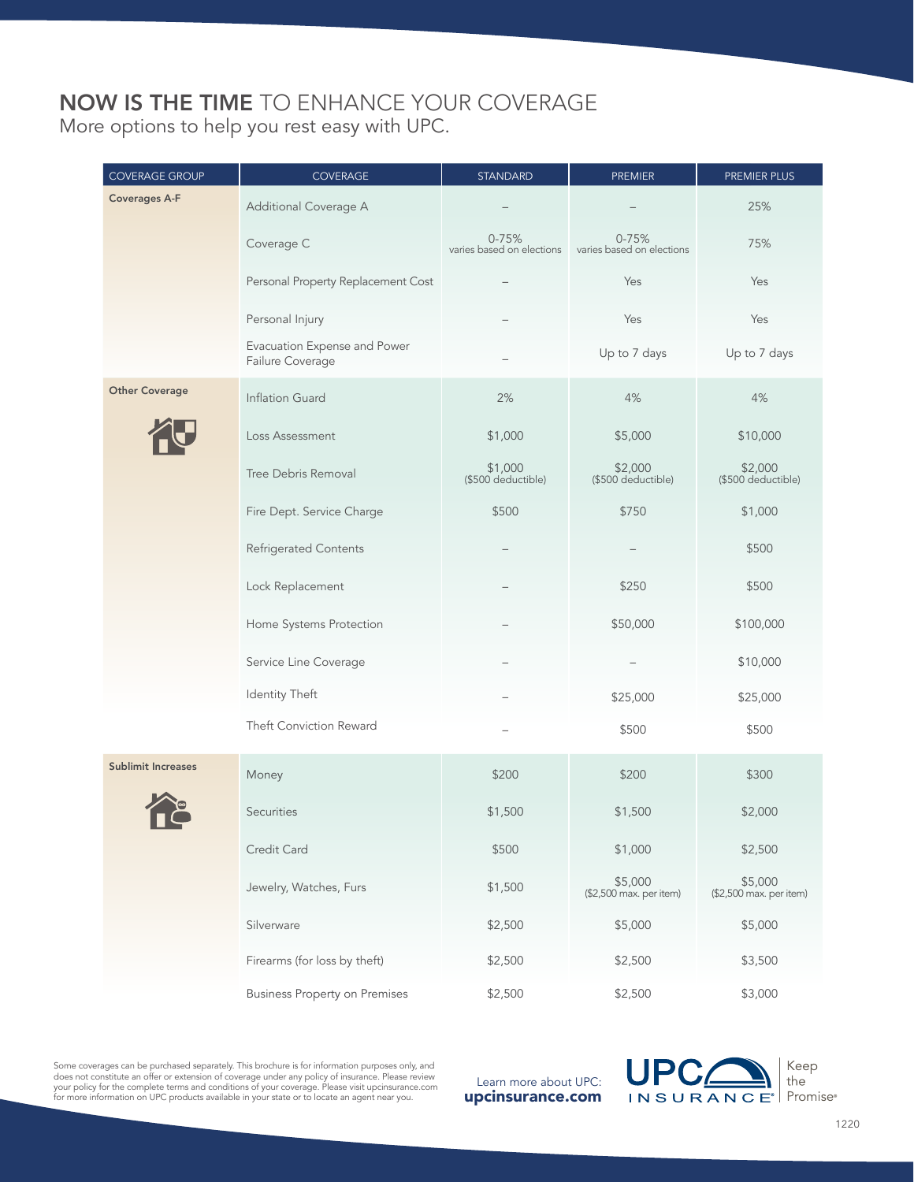# **NOW IS THE TIME** TO ENHANCE YOUR COVERAGE

More options to help you rest easy with UPC.

| COVERAGE GROUP | COVERAGE | STANDARD | PREMIER | PREMIER PLUS |
|---|---|---|---|---|
| **Coverages A-F** | Additional Coverage A | – | – | 25% |
| | Coverage C | 0-75% varies based on elections | 0-75% varies based on elections | 75% |
| | Personal Property Replacement Cost | – | Yes | Yes |
| | Personal Injury | – | Yes | Yes |
| | Evacuation Expense and Power Failure Coverage | – | Up to 7 days | Up to 7 days |
| **Other Coverage** | Inflation Guard | 2% | 4% | 4% |
| | Loss Assessment | $1,000 | $5,000 | $10,000 |
| | Tree Debris Removal | $1,000 ($500 deductible) | $2,000 ($500 deductible) | $2,000 ($500 deductible) |
| | Fire Dept. Service Charge | $500 | $750 | $1,000 |
| | Refrigerated Contents | – | – | $500 |
| | Lock Replacement | – | $250 | $500 |
| | Home Systems Protection | – | $50,000 | $100,000 |
| | Service Line Coverage | – | – | $10,000 |
| | Identity Theft | – | $25,000 | $25,000 |
| | Theft Conviction Reward | – | $500 | $500 |
| **Sublimit Increases** | Money | $200 | $200 | $300 |
| | Securities | $1,500 | $1,500 | $2,000 |
| | Credit Card | $500 | $1,000 | $2,500 |
| | Jewelry, Watches, Furs | $1,500 | $5,000 ($2,500 max. per item) | $5,000 ($2,500 max. per item) |
| | Silverware | $2,500 | $5,000 | $5,000 |
| | Firearms (for loss by theft) | $2,500 | $2,500 | $3,500 |
| | Business Property on Premises | $2,500 | $2,500 | $3,000 |

Some coverages can be purchased separately. This brochure is for information purposes only, and does not constitute an offer or extension of coverage under any policy of insurance. Please review your policy for the complete terms and conditions of your coverage. Please visit upcinsurance.com for more information on UPC products available in your state or to locate an agent near you.

Learn more about UPC:
**upcinsurance.com**

UPC INSURANCE® | Keep the Promise®

1220